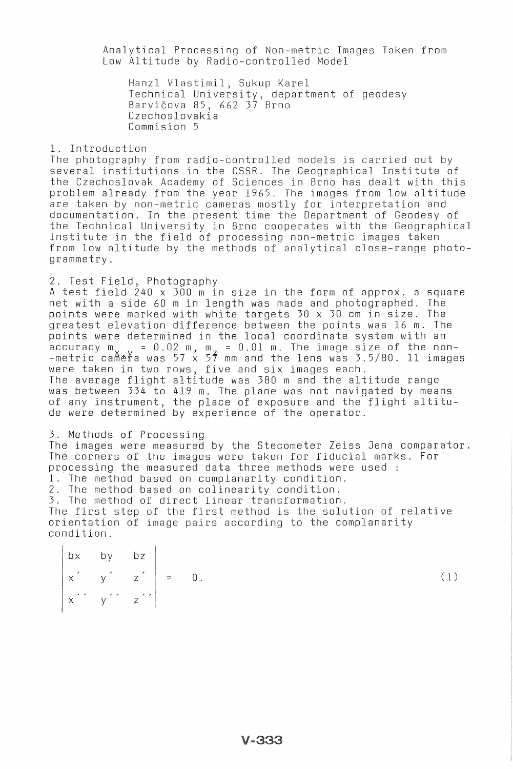# Analytical Processing of Non-metric Images Taken from Low Altitude by Radio-controlled Model

Hanzl Vlastimil, Sukup Karel
Technical University, department of geodesy
Barvičova 85, 662 37 Brno
Czechoslovakia
Commision 5

## 1. Introduction

The photography from radio-controlled models is carried out by several institutions in the CSSR. The Geographical Institute of the Czechoslovak Academy of Sciences in Brno has dealt with this problem already from the year 1965. The images from low altitude are taken by non-metric cameras mostly for interpretation and documentation. In the present time the Department of Geodesy of the Technical University in Brno cooperates with the Geographical Institute in the field of processing non-metric images taken from low altitude by the methods of analytical close-range photogrammetry.

## 2. Test Field, Photography

A test field 240 x 300 m in size in the form of approx. a square net with a side 60 m in length was made and photographed. The points were marked with white targets 30 x 30 cm in size. The greatest elevation difference between the points was 16 m. The points were determined in the local coordinate system with an accuracy $m_{x,y} = 0.02$ m, $m_z = 0.01$ m. The image size of the non-metric camera was 57 x 57 mm and the lens was 3.5/80. 11 images were taken in two rows, five and six images each.
The average flight altitude was 380 m and the altitude range was between 334 to 419 m. The plane was not navigated by means of any instrument, the place of exposure and the flight altitude were determined by experience of the operator.

## 3. Methods of Processing

The images were measured by the Stecometer Zeiss Jena comparator. The corners of the images were taken for fiducial marks. For processing the measured data three methods were used :

1. The method based on complanarity condition.
2. The method based on colinearity condition.
3. The method of direct linear transformation.

The first step of the first method is the solution of relative orientation of image pairs according to the complanarity condition.

$$\begin{vmatrix} bx & by & bz \\ x' & y' & z' \\ x'' & y'' & z'' \end{vmatrix} = 0. \qquad (1)$$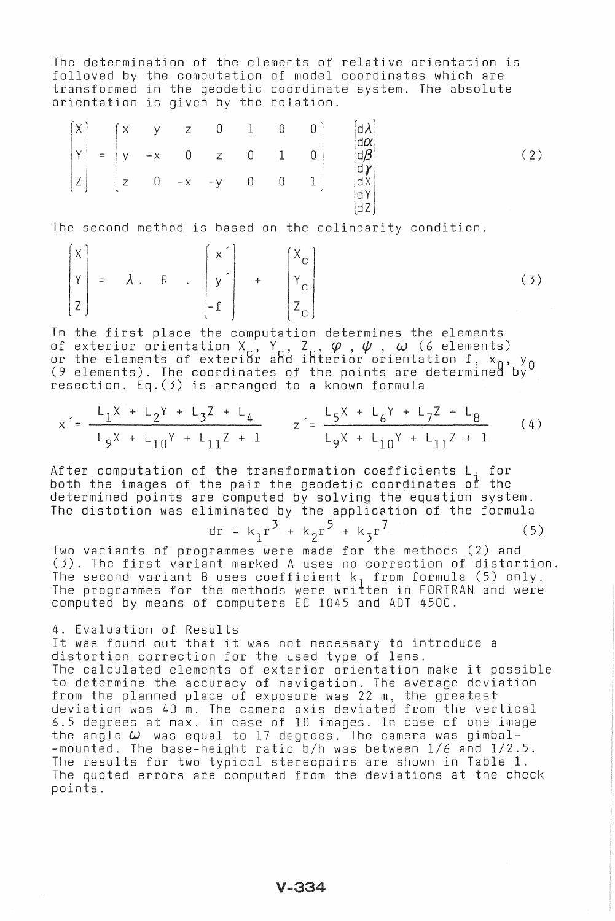The determination of the elements of relative orientation is followed by the computation of model coordinates which are transformed in the geodetic coordinate system. The absolute orientation is given by the relation.

$$\begin{bmatrix} X \\ Y \\ Z \end{bmatrix} = \begin{bmatrix} x & y & z & 0 & 1 & 0 & 0 \\ y & -x & 0 & z & 0 & 1 & 0 \\ z & 0 & -x & -y & 0 & 0 & 1 \end{bmatrix} \begin{bmatrix} d\lambda \\ d\alpha \\ d\beta \\ d\gamma \\ dX \\ dY \\ dZ \end{bmatrix} \tag{2}$$

The second method is based on the colinearity condition.

$$\begin{bmatrix} X \\ Y \\ Z \end{bmatrix} = \lambda \, . \, R \, . \begin{bmatrix} x' \\ y' \\ -f \end{bmatrix} + \begin{bmatrix} X_c \\ Y_c \\ Z_c \end{bmatrix} \tag{3}$$

In the first place the computation determines the elements of exterior orientation $X_c$, $Y_c$, $Z_c$, $\varphi$, $\psi$, $\omega$ (6 elements) or the elements of exterior and interior orientation f, $x_0$, $y_0$ (9 elements). The coordinates of the points are determined by resection. Eq.(3) is arranged to a known formula

$$x' = \frac{L_1X + L_2Y + L_3Z + L_4}{L_9X + L_{10}Y + L_{11}Z + 1} \qquad z' = \frac{L_5X + L_6Y + L_7Z + L_8}{L_9X + L_{10}Y + L_{11}Z + 1} \tag{4}$$

After computation of the transformation coefficients $L_i$ for both the images of the pair the geodetic coordinates of the determined points are computed by solving the equation system. The distotion was eliminated by the application of the formula

$$dr = k_1r^3 + k_2r^5 + k_3r^7 \tag{5}$$

Two variants of programmes were made for the methods (2) and (3). The first variant marked A uses no correction of distortion. The second variant B uses coefficient $k_1$ from formula (5) only. The programmes for the methods were written in FORTRAN and were computed by means of computers EC 1045 and ADT 4500.

## 4. Evaluation of Results

It was found out that it was not necessary to introduce a distortion correction for the used type of lens.
The calculated elements of exterior orientation make it possible to determine the accuracy of navigation. The average deviation from the planned place of exposure was 22 m, the greatest deviation was 40 m. The camera axis deviated from the vertical 6.5 degrees at max. in case of 10 images. In case of one image the angle $\omega$ was equal to 17 degrees. The camera was gimbal--mounted. The base-height ratio b/h was between 1/6 and 1/2.5. The results for two typical stereopairs are shown in Table 1. The quoted errors are computed from the deviations at the check points.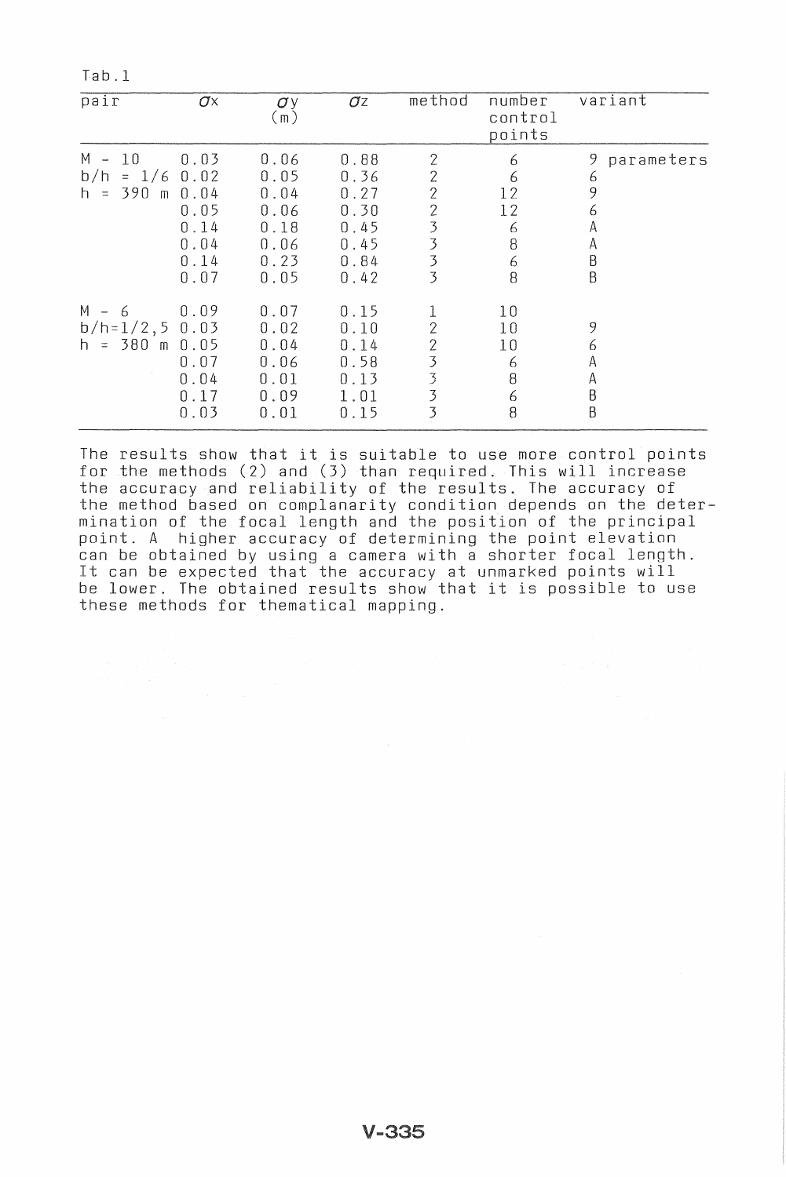Tab.1

| pair | $\sigma x$ | $\sigma y$ (m) | $\sigma z$ | method | number control points | variant |
|---|---|---|---|---|---|---|
| M - 10 | 0.03 | 0.06 | 0.88 | 2 | 6 | 9 parameters |
| b/h = 1/6 | 0.02 | 0.05 | 0.36 | 2 | 6 | 6 |
| h = 390 m | 0.04 | 0.04 | 0.27 | 2 | 12 | 9 |
| | 0.05 | 0.06 | 0.30 | 2 | 12 | 6 |
| | 0.14 | 0.18 | 0.45 | 3 | 6 | A |
| | 0.04 | 0.06 | 0.45 | 3 | 8 | A |
| | 0.14 | 0.23 | 0.84 | 3 | 6 | B |
| | 0.07 | 0.05 | 0.42 | 3 | 8 | B |
| M - 6 | 0.09 | 0.07 | 0.15 | 1 | 10 | |
| b/h=1/2,5 | 0.03 | 0.02 | 0.10 | 2 | 10 | 9 |
| h = 380 m | 0.05 | 0.04 | 0.14 | 2 | 10 | 6 |
| | 0.07 | 0.06 | 0.58 | 3 | 6 | A |
| | 0.04 | 0.01 | 0.13 | 3 | 8 | A |
| | 0.17 | 0.09 | 1.01 | 3 | 6 | B |
| | 0.03 | 0.01 | 0.15 | 3 | 8 | B |

The results show that it is suitable to use more control points for the methods (2) and (3) than required. This will increase the accuracy and reliability of the results. The accuracy of the method based on complanarity condition depends on the determination of the focal length and the position of the principal point. A higher accuracy of determining the point elevation can be obtained by using a camera with a shorter focal length. It can be expected that the accuracy at unmarked points will be lower. The obtained results show that it is possible to use these methods for thematical mapping.